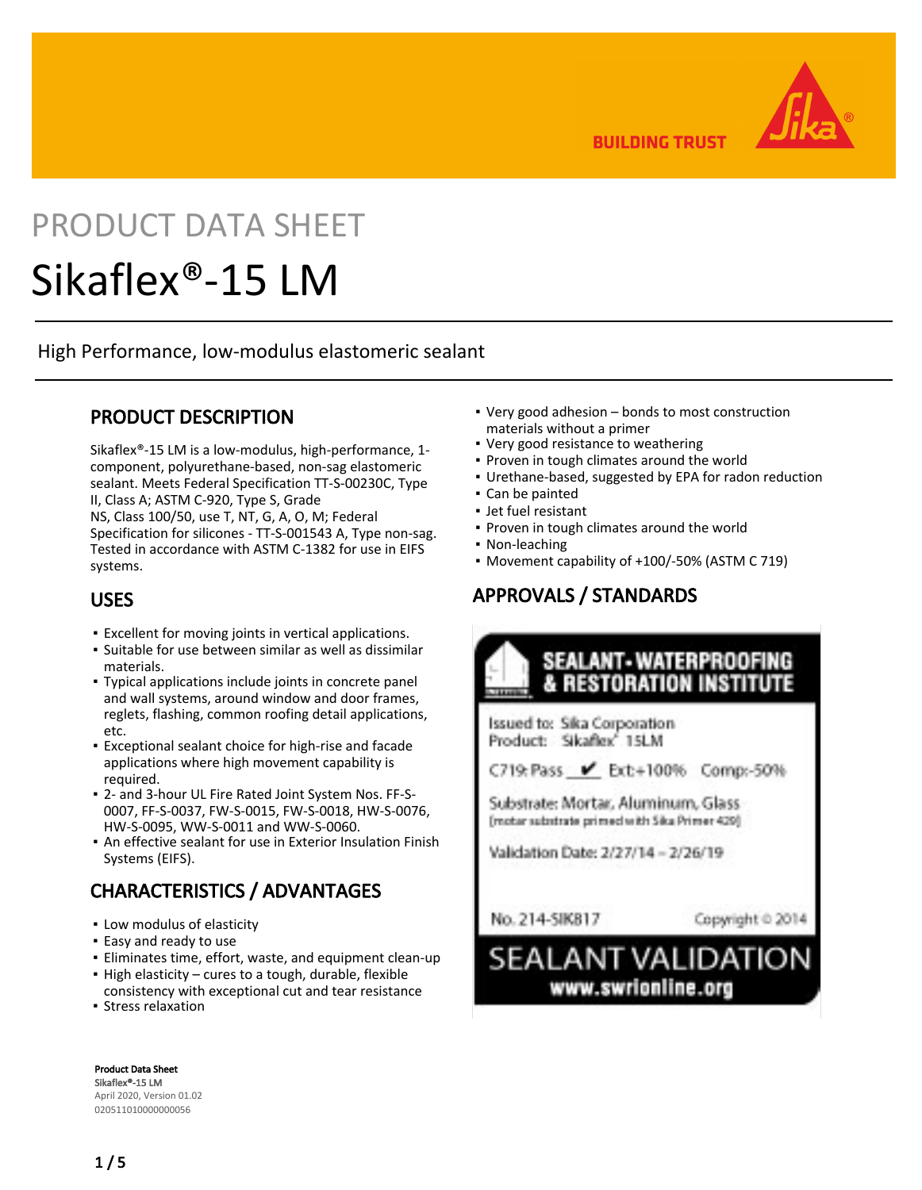BUILDING TRUST

PRODUCT DATA SHEET

# Sikaflex®-15 LM

High Performance, low-modulus elastomeric sealant

## PRODUCT DESCRIPTION

Sikaflex®-15 LM is a low-modulus, high-performance, 1-component, polyurethane-based, non-sag elastomeric sealant. Meets Federal Specification TT-S-00230C, Type II, Class A; ASTM C-920, Type S, Grade NS, Class 100/50, use T, NT, G, A, O, M; Federal Specification for silicones - TT-S-001543 A, Type non-sag. Tested in accordance with ASTM C-1382 for use in EIFS systems.

## USES

- Excellent for moving joints in vertical applications.
- Suitable for use between similar as well as dissimilar materials.
- Typical applications include joints in concrete panel and wall systems, around window and door frames, reglets, flashing, common roofing detail applications, etc.
- Exceptional sealant choice for high-rise and facade applications where high movement capability is required.
- 2- and 3-hour UL Fire Rated Joint System Nos. FF-S-0007, FF-S-0037, FW-S-0015, FW-S-0018, HW-S-0076, HW-S-0095, WW-S-0011 and WW-S-0060.
- An effective sealant for use in Exterior Insulation Finish Systems (EIFS).

## CHARACTERISTICS / ADVANTAGES

- Low modulus of elasticity
- Easy and ready to use
- Eliminates time, effort, waste, and equipment clean-up
- High elasticity – cures to a tough, durable, flexible consistency with exceptional cut and tear resistance
- Stress relaxation
- Very good adhesion – bonds to most construction materials without a primer
- Very good resistance to weathering
- Proven in tough climates around the world
- Urethane-based, suggested by EPA for radon reduction
- Can be painted
- Jet fuel resistant
- Proven in tough climates around the world
- Non-leaching
- Movement capability of +100/-50% (ASTM C 719)

## APPROVALS / STANDARDS

SEALANT- WATERPROOFING & RESTORATION INSTITUTE

Issued to: Sika Corporation
Product: Sikaflex® 15LM

C719: Pass ✔ Ext:+100% Comp:-50%

Substrate: Mortar, Aluminum, Glass
(mortar substrate primed with Sika Primer 429)

Validation Date: 2/27/14 – 2/26/19

No. 214-SIK817 Copyright © 2014

SEALANT VALIDATION
www.swrionline.org

**Product Data Sheet**
**Sikaflex®-15 LM**
April 2020, Version 01.02
020511010000000056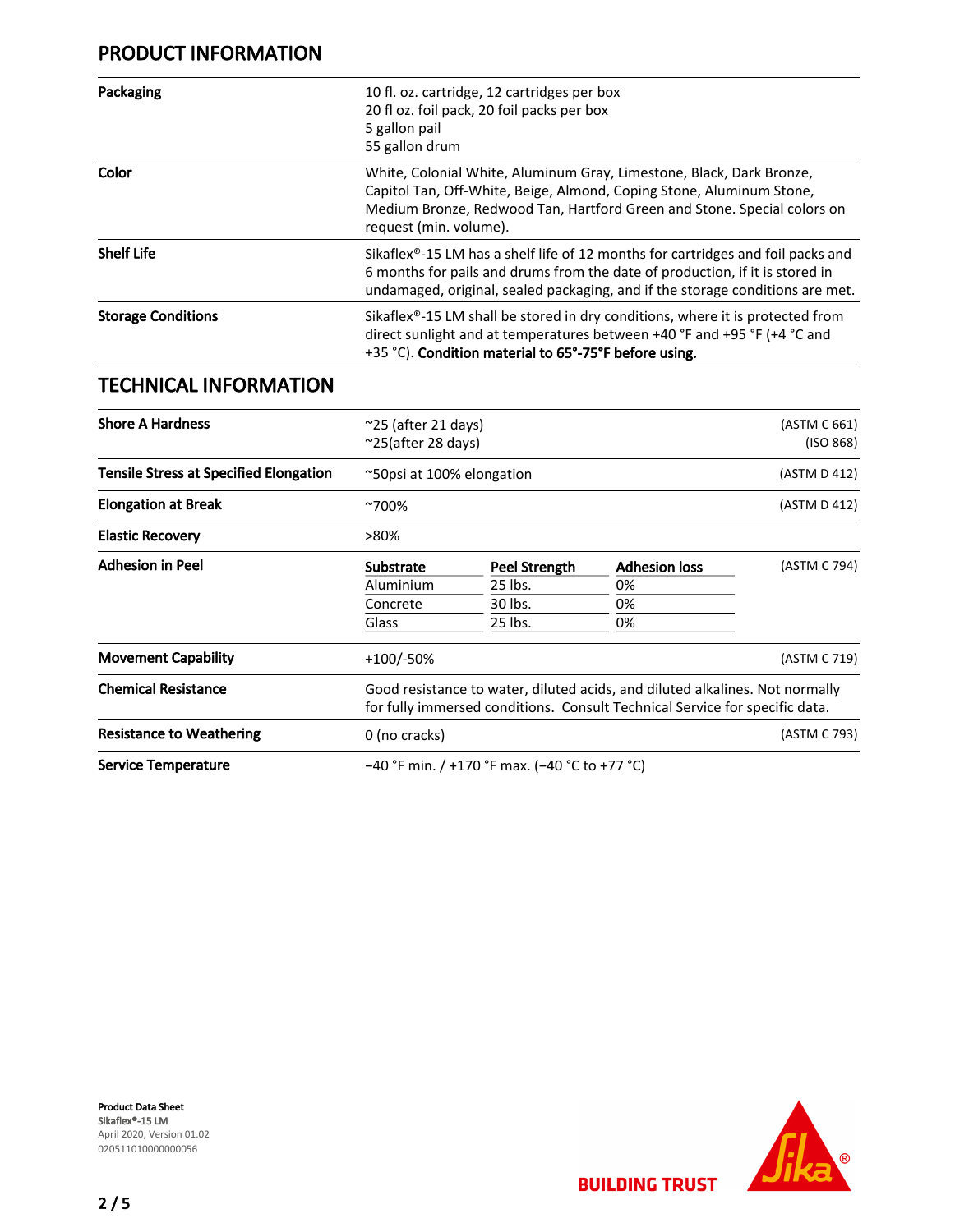## PRODUCT INFORMATION

| | |
|---|---|
| **Packaging** | 10 fl. oz. cartridge, 12 cartridges per box<br>20 fl oz. foil pack, 20 foil packs per box<br>5 gallon pail<br>55 gallon drum |
| **Color** | White, Colonial White, Aluminum Gray, Limestone, Black, Dark Bronze, Capitol Tan, Off-White, Beige, Almond, Coping Stone, Aluminum Stone, Medium Bronze, Redwood Tan, Hartford Green and Stone. Special colors on request (min. volume). |
| **Shelf Life** | Sikaflex®-15 LM has a shelf life of 12 months for cartridges and foil packs and 6 months for pails and drums from the date of production, if it is stored in undamaged, original, sealed packaging, and if the storage conditions are met. |
| **Storage Conditions** | Sikaflex®-15 LM shall be stored in dry conditions, where it is protected from direct sunlight and at temperatures between +40 °F and +95 °F (+4 °C and +35 °C). **Condition material to 65°-75°F before using.** |

## TECHNICAL INFORMATION

| | | |
|---|---|---|
| **Shore A Hardness** | ~25 (after 21 days)<br>~25(after 28 days) | (ASTM C 661)<br>(ISO 868) |
| **Tensile Stress at Specified Elongation** | ~50psi at 100% elongation | (ASTM D 412) |
| **Elongation at Break** | ~700% | (ASTM D 412) |
| **Elastic Recovery** | >80% | |
| **Adhesion in Peel** | See table below | (ASTM C 794) |
| **Movement Capability** | +100/-50% | (ASTM C 719) |
| **Chemical Resistance** | Good resistance to water, diluted acids, and diluted alkalines. Not normally for fully immersed conditions. Consult Technical Service for specific data. | |
| **Resistance to Weathering** | 0 (no cracks) | (ASTM C 793) |
| **Service Temperature** | −40 °F min. / +170 °F max. (−40 °C to +77 °C) | |

**Adhesion in Peel** (ASTM C 794)

| Substrate | Peel Strength | Adhesion loss |
|---|---|---|
| Aluminium | 25 lbs. | 0% |
| Concrete | 30 lbs. | 0% |
| Glass | 25 lbs. | 0% |

**Product Data Sheet**
Sikaflex®-15 LM
April 2020, Version 01.02
020511010000000056

BUILDING TRUST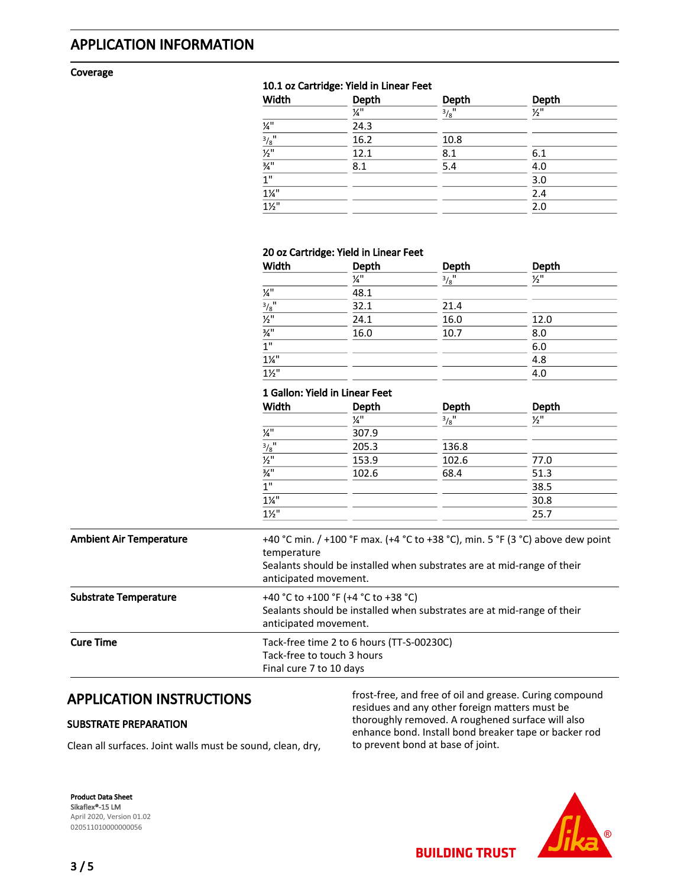# APPLICATION INFORMATION

**Coverage**

**10.1 oz Cartridge: Yield in Linear Feet**

| Width | Depth | Depth | Depth |
|---|---|---|---|
| | ¼" | ⅜" | ½" |
| ¼" | 24.3 | | |
| ⅜" | 16.2 | 10.8 | |
| ½" | 12.1 | 8.1 | 6.1 |
| ¾" | 8.1 | 5.4 | 4.0 |
| 1" | | | 3.0 |
| 1¼" | | | 2.4 |
| 1½" | | | 2.0 |

**20 oz Cartridge: Yield in Linear Feet**

| Width | Depth | Depth | Depth |
|---|---|---|---|
| | ¼" | ⅜" | ½" |
| ¼" | 48.1 | | |
| ⅜" | 32.1 | 21.4 | |
| ½" | 24.1 | 16.0 | 12.0 |
| ¾" | 16.0 | 10.7 | 8.0 |
| 1" | | | 6.0 |
| 1¼" | | | 4.8 |
| 1½" | | | 4.0 |

**1 Gallon: Yield in Linear Feet**

| Width | Depth | Depth | Depth |
|---|---|---|---|
| | ¼" | ⅜" | ½" |
| ¼" | 307.9 | | |
| ⅜" | 205.3 | 136.8 | |
| ½" | 153.9 | 102.6 | 77.0 |
| ¾" | 102.6 | 68.4 | 51.3 |
| 1" | | | 38.5 |
| 1¼" | | | 30.8 |
| 1½" | | | 25.7 |

**Ambient Air Temperature**

+40 °C min. / +100 °F max. (+4 °C to +38 °C), min. 5 °F (3 °C) above dew point temperature
Sealants should be installed when substrates are at mid-range of their anticipated movement.

**Substrate Temperature**

+40 °C to +100 °F (+4 °C to +38 °C)
Sealants should be installed when substrates are at mid-range of their anticipated movement.

**Cure Time**

Tack-free time 2 to 6 hours (TT-S-00230C)
Tack-free to touch 3 hours
Final cure 7 to 10 days

# APPLICATION INSTRUCTIONS

## SUBSTRATE PREPARATION

Clean all surfaces. Joint walls must be sound, clean, dry, frost-free, and free of oil and grease. Curing compound residues and any other foreign matters must be thoroughly removed. A roughened surface will also enhance bond. Install bond breaker tape or backer rod to prevent bond at base of joint.

**Product Data Sheet**
Sikaflex®-15 LM
April 2020, Version 01.02
020511010000000056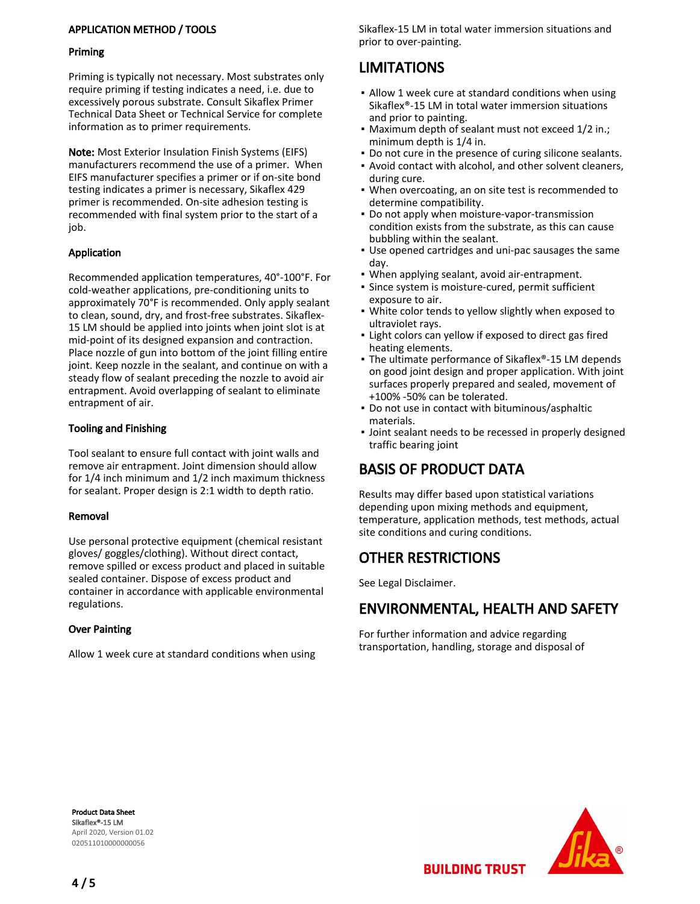### APPLICATION METHOD / TOOLS

#### Priming

Priming is typically not necessary. Most substrates only require priming if testing indicates a need, i.e. due to excessively porous substrate. Consult Sikaflex Primer Technical Data Sheet or Technical Service for complete information as to primer requirements.

**Note:** Most Exterior Insulation Finish Systems (EIFS) manufacturers recommend the use of a primer. When EIFS manufacturer specifies a primer or if on-site bond testing indicates a primer is necessary, Sikaflex 429 primer is recommended. On-site adhesion testing is recommended with final system prior to the start of a job.

#### Application

Recommended application temperatures, 40°-100°F. For cold-weather applications, pre-conditioning units to approximately 70°F is recommended. Only apply sealant to clean, sound, dry, and frost-free substrates. Sikaflex-15 LM should be applied into joints when joint slot is at mid-point of its designed expansion and contraction. Place nozzle of gun into bottom of the joint filling entire joint. Keep nozzle in the sealant, and continue on with a steady flow of sealant preceding the nozzle to avoid air entrapment. Avoid overlapping of sealant to eliminate entrapment of air.

#### Tooling and Finishing

Tool sealant to ensure full contact with joint walls and remove air entrapment. Joint dimension should allow for 1/4 inch minimum and 1/2 inch maximum thickness for sealant. Proper design is 2:1 width to depth ratio.

#### Removal

Use personal protective equipment (chemical resistant gloves/ goggles/clothing). Without direct contact, remove spilled or excess product and placed in suitable sealed container. Dispose of excess product and container in accordance with applicable environmental regulations.

#### Over Painting

Allow 1 week cure at standard conditions when using Sikaflex-15 LM in total water immersion situations and prior to over-painting.

## LIMITATIONS

- Allow 1 week cure at standard conditions when using Sikaflex®-15 LM in total water immersion situations and prior to painting.
- Maximum depth of sealant must not exceed 1/2 in.; minimum depth is 1/4 in.
- Do not cure in the presence of curing silicone sealants.
- Avoid contact with alcohol, and other solvent cleaners, during cure.
- When overcoating, an on site test is recommended to determine compatibility.
- Do not apply when moisture-vapor-transmission condition exists from the substrate, as this can cause bubbling within the sealant.
- Use opened cartridges and uni-pac sausages the same day.
- When applying sealant, avoid air-entrapment.
- Since system is moisture-cured, permit sufficient exposure to air.
- White color tends to yellow slightly when exposed to ultraviolet rays.
- Light colors can yellow if exposed to direct gas fired heating elements.
- The ultimate performance of Sikaflex®-15 LM depends on good joint design and proper application. With joint surfaces properly prepared and sealed, movement of +100% -50% can be tolerated.
- Do not use in contact with bituminous/asphaltic materials.
- Joint sealant needs to be recessed in properly designed traffic bearing joint

## BASIS OF PRODUCT DATA

Results may differ based upon statistical variations depending upon mixing methods and equipment, temperature, application methods, test methods, actual site conditions and curing conditions.

## OTHER RESTRICTIONS

See Legal Disclaimer.

## ENVIRONMENTAL, HEALTH AND SAFETY

For further information and advice regarding transportation, handling, storage and disposal of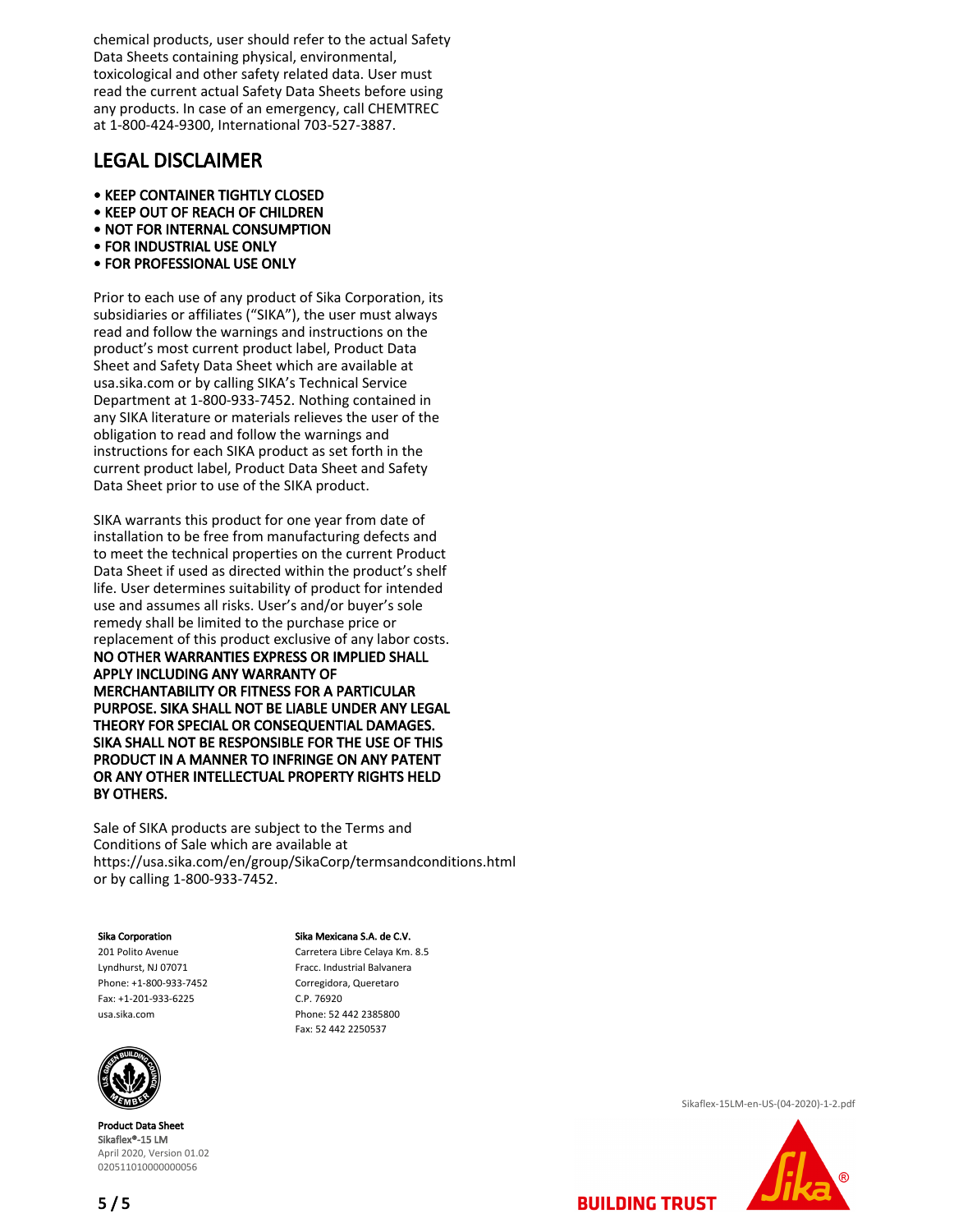chemical products, user should refer to the actual Safety Data Sheets containing physical, environmental, toxicological and other safety related data. User must read the current actual Safety Data Sheets before using any products. In case of an emergency, call CHEMTREC at 1-800-424-9300, International 703-527-3887.

## LEGAL DISCLAIMER

- **KEEP CONTAINER TIGHTLY CLOSED**
- **KEEP OUT OF REACH OF CHILDREN**
- **NOT FOR INTERNAL CONSUMPTION**
- **FOR INDUSTRIAL USE ONLY**
- **FOR PROFESSIONAL USE ONLY**

Prior to each use of any product of Sika Corporation, its subsidiaries or affiliates ("SIKA"), the user must always read and follow the warnings and instructions on the product's most current product label, Product Data Sheet and Safety Data Sheet which are available at usa.sika.com or by calling SIKA's Technical Service Department at 1-800-933-7452. Nothing contained in any SIKA literature or materials relieves the user of the obligation to read and follow the warnings and instructions for each SIKA product as set forth in the current product label, Product Data Sheet and Safety Data Sheet prior to use of the SIKA product.

SIKA warrants this product for one year from date of installation to be free from manufacturing defects and to meet the technical properties on the current Product Data Sheet if used as directed within the product's shelf life. User determines suitability of product for intended use and assumes all risks. User's and/or buyer's sole remedy shall be limited to the purchase price or replacement of this product exclusive of any labor costs. **NO OTHER WARRANTIES EXPRESS OR IMPLIED SHALL APPLY INCLUDING ANY WARRANTY OF MERCHANTABILITY OR FITNESS FOR A PARTICULAR PURPOSE. SIKA SHALL NOT BE LIABLE UNDER ANY LEGAL THEORY FOR SPECIAL OR CONSEQUENTIAL DAMAGES. SIKA SHALL NOT BE RESPONSIBLE FOR THE USE OF THIS PRODUCT IN A MANNER TO INFRINGE ON ANY PATENT OR ANY OTHER INTELLECTUAL PROPERTY RIGHTS HELD BY OTHERS.**

Sale of SIKA products are subject to the Terms and Conditions of Sale which are available at https://usa.sika.com/en/group/SikaCorp/termsandconditions.html or by calling 1-800-933-7452.

**Sika Corporation**
201 Polito Avenue
Lyndhurst, NJ 07071
Phone: +1-800-933-7452
Fax: +1-201-933-6225
usa.sika.com

**Sika Mexicana S.A. de C.V.**
Carretera Libre Celaya Km. 8.5
Fracc. Industrial Balvanera
Corregidora, Queretaro
C.P. 76920
Phone: 52 442 2385800
Fax: 52 442 2250537

**Product Data Sheet**
Sikaflex®-15 LM
April 2020, Version 01.02
020511010000000056

Sikaflex-15LM-en-US-(04-2020)-1-2.pdf